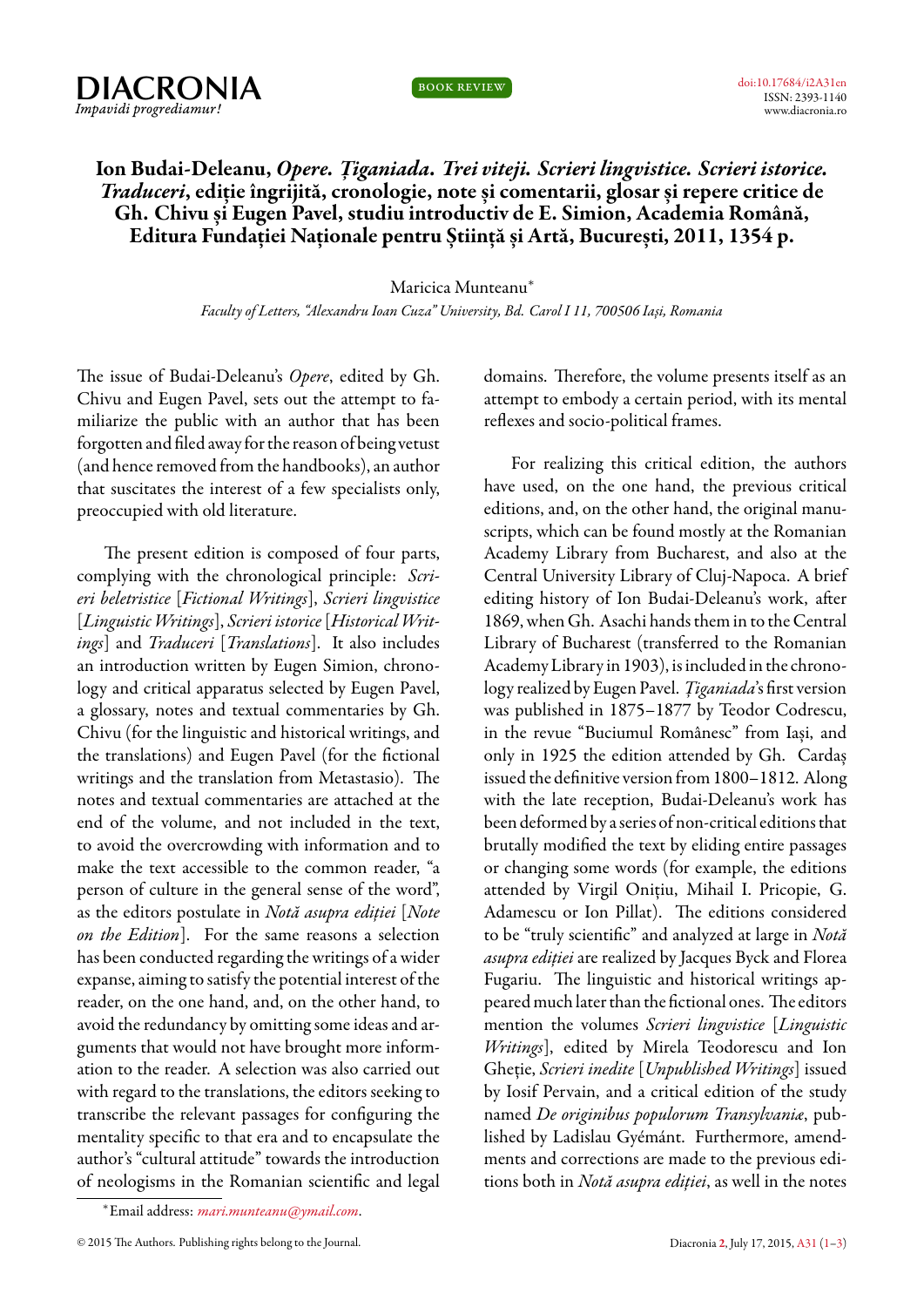# Ion Budai-Deleanu, *Opere. Ţiganiada. Trei viteji. Scrieri lingvistice. Scrieri istorice. Traduceri*, ediţie îngrijită, cronologie, note şi comentarii, glosar şi repere critice de Gh. Chivu şi Eugen Pavel, studiu introductiv de E. Simion, Academia Română, Editura Fundaţiei Naţionale pentru Ştiinţă şi Artă, Bucureşti, 2011, 1354 p.

Maricica Munteanu*

*Faculty of Letters, "Alexandru Ioan Cuza" University, Bd. Carol I 11, 700506 Iaşi, Romania*

The issue of Budai-Deleanu's *Opere*, edited by Gh. Chivu and Eugen Pavel, sets out the attempt to familiarize the public with an author that has been forgotten and filed away for the reason of being vetust (and hence removed from the handbooks), an author that suscitates the interest of a few specialists only, preoccupied with old literature.

The present edition is composed of four parts, complying with the chronological principle: *Scrieri beletristice* [*Fictional Writings*], *Scrieri lingvistice* [*Linguistic Writings*], *Scrieri istorice* [*Historical Writings*] and *Traduceri* [*Translations*]. It also includes an introduction written by Eugen Simion, chronology and critical apparatus selected by Eugen Pavel, a glossary, notes and textual commentaries by Gh. Chivu (for the linguistic and historical writings, and the translations) and Eugen Pavel (for the fictional writings and the translation from Metastasio). The notes and textual commentaries are attached at the end of the volume, and not included in the text, to avoid the overcrowding with information and to make the text accessible to the common reader, "a person of culture in the general sense of the word", as the editors postulate in *Notă asupra ediţiei* [*Note on the Edition*]. For the same reasons a selection has been conducted regarding the writings of a wider expanse, aiming to satisfy the potential interest of the reader, on the one hand, and, on the other hand, to avoid the redundancy by omitting some ideas and arguments that would not have brought more information to the reader. A selection was also carried out with regard to the translations, the editors seeking to transcribe the relevant passages for configuring the mentality specific to that era and to encapsulate the author's "cultural attitude" towards the introduction of neologisms in the Romanian scientific and legal domains. Therefore, the volume presents itself as an attempt to embody a certain period, with its mental reflexes and socio-political frames.

For realizing this critical edition, the authors have used, on the one hand, the previous critical editions, and, on the other hand, the original manuscripts, which can be found mostly at the Romanian Academy Library from Bucharest, and also at the Central University Library of Cluj-Napoca. A brief editing history of Ion Budai-Deleanu's work, after 1869, when Gh. Asachi hands them in to the Central Library of Bucharest (transferred to the Romanian Academy Library in 1903), is included in the chronology realized by Eugen Pavel. *Ţiganiada*'s first version was published in 1875–1877 by Teodor Codrescu, in the revue "Buciumul Românesc" from Iaşi, and only in 1925 the edition attended by Gh. Cardaş issued the definitive version from 1800–1812. Along with the late reception, Budai-Deleanu's work has been deformed by a series of non-critical editions that brutally modified the text by eliding entire passages or changing some words (for example, the editions attended by Virgil Oniţiu, Mihail I. Pricopie, G. Adamescu or Ion Pillat). The editions considered to be "truly scientific" and analyzed at large in *Notă asupra ediţiei* are realized by Jacques Byck and Florea Fugariu. The linguistic and historical writings appeared much later than the fictional ones. The editors mention the volumes *Scrieri lingvistice* [*Linguistic Writings*], edited by Mirela Teodorescu and Ion Gheţie, *Scrieri inedite* [*Unpublished Writings*] issued by Iosif Pervain, and a critical edition of the study named *De originibus populorum Transylvaniæ*, published by Ladislau Gyémánt. Furthermore, amendments and corrections are made to the previous editions both in *Notă asupra ediţiei*, as well in the notes

*Email address: *mari.munteanu@ymail.com*.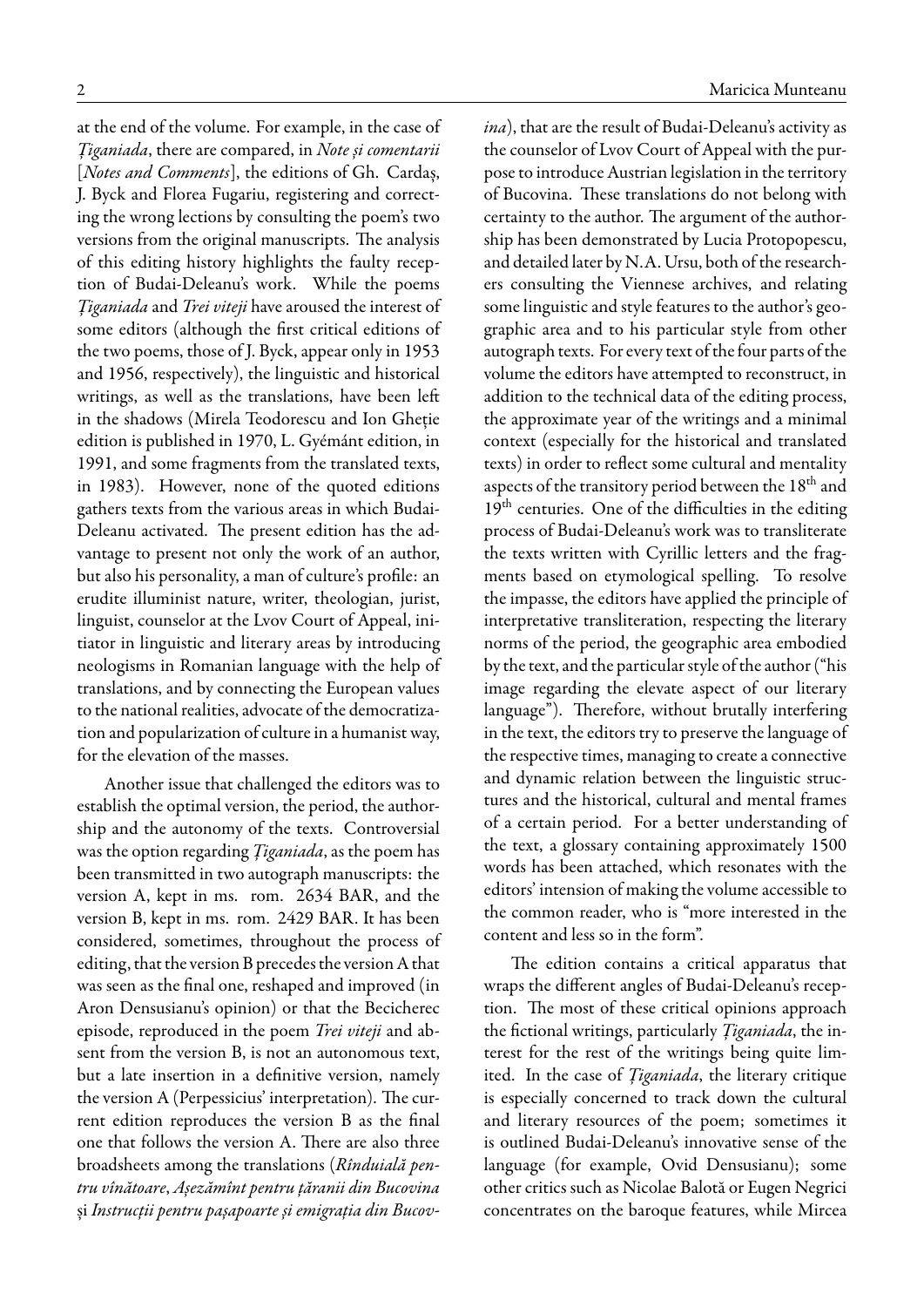at the end of the volume. For example, in the case of *Țiganiada*, there are compared, in *Note și comentarii* [*Notes and Comments*], the editions of Gh. Cardaș, J. Byck and Florea Fugariu, registering and correcting the wrong lections by consulting the poem's two versions from the original manuscripts. The analysis of this editing history highlights the faulty reception of Budai-Deleanu's work. While the poems *Țiganiada* and *Trei viteji* have aroused the interest of some editors (although the first critical editions of the two poems, those of J. Byck, appear only in 1953 and 1956, respectively), the linguistic and historical writings, as well as the translations, have been left in the shadows (Mirela Teodorescu and Ion Gheție edition is published in 1970, L. Gyémánt edition, in 1991, and some fragments from the translated texts, in 1983). However, none of the quoted editions gathers texts from the various areas in which Budai-Deleanu activated. The present edition has the advantage to present not only the work of an author, but also his personality, a man of culture's profile: an erudite illuminist nature, writer, theologian, jurist, linguist, counselor at the Lvov Court of Appeal, initiator in linguistic and literary areas by introducing neologisms in Romanian language with the help of translations, and by connecting the European values to the national realities, advocate of the democratization and popularization of culture in a humanist way, for the elevation of the masses.

Another issue that challenged the editors was to establish the optimal version, the period, the authorship and the autonomy of the texts. Controversial was the option regarding *Țiganiada*, as the poem has been transmitted in two autograph manuscripts: the version A, kept in ms. rom. 2634 BAR, and the version B, kept in ms. rom. 2429 BAR. It has been considered, sometimes, throughout the process of editing, that the version B precedes the version A that was seen as the final one, reshaped and improved (in Aron Densusianu's opinion) or that the Becicherec episode, reproduced in the poem *Trei viteji* and absent from the version B, is not an autonomous text, but a late insertion in a definitive version, namely the version A (Perpessicius' interpretation). The current edition reproduces the version B as the final one that follows the version A. There are also three broadsheets among the translations (*Rînduială pentru vînătoare*, *Așezămînt pentru țăranii din Bucovina* și *Instrucții pentru pașapoarte și emigrația din Bucovina*), that are the result of Budai-Deleanu's activity as the counselor of Lvov Court of Appeal with the purpose to introduce Austrian legislation in the territory of Bucovina. These translations do not belong with certainty to the author. The argument of the authorship has been demonstrated by Lucia Protopopescu, and detailed later by N.A. Ursu, both of the researchers consulting the Viennese archives, and relating some linguistic and style features to the author's geographic area and to his particular style from other autograph texts. For every text of the four parts of the volume the editors have attempted to reconstruct, in addition to the technical data of the editing process, the approximate year of the writings and a minimal context (especially for the historical and translated texts) in order to reflect some cultural and mentality aspects of the transitory period between the 18th and 19th centuries. One of the difficulties in the editing process of Budai-Deleanu's work was to transliterate the texts written with Cyrillic letters and the fragments based on etymological spelling. To resolve the impasse, the editors have applied the principle of interpretative transliteration, respecting the literary norms of the period, the geographic area embodied by the text, and the particular style of the author ("his image regarding the elevate aspect of our literary language"). Therefore, without brutally interfering in the text, the editors try to preserve the language of the respective times, managing to create a connective and dynamic relation between the linguistic structures and the historical, cultural and mental frames of a certain period. For a better understanding of the text, a glossary containing approximately 1500 words has been attached, which resonates with the editors' intension of making the volume accessible to the common reader, who is "more interested in the content and less so in the form".

The edition contains a critical apparatus that wraps the different angles of Budai-Deleanu's reception. The most of these critical opinions approach the fictional writings, particularly *Țiganiada*, the interest for the rest of the writings being quite limited. In the case of *Țiganiada*, the literary critique is especially concerned to track down the cultural and literary resources of the poem; sometimes it is outlined Budai-Deleanu's innovative sense of the language (for example, Ovid Densusianu); some other critics such as Nicolae Balotă or Eugen Negrici concentrates on the baroque features, while Mircea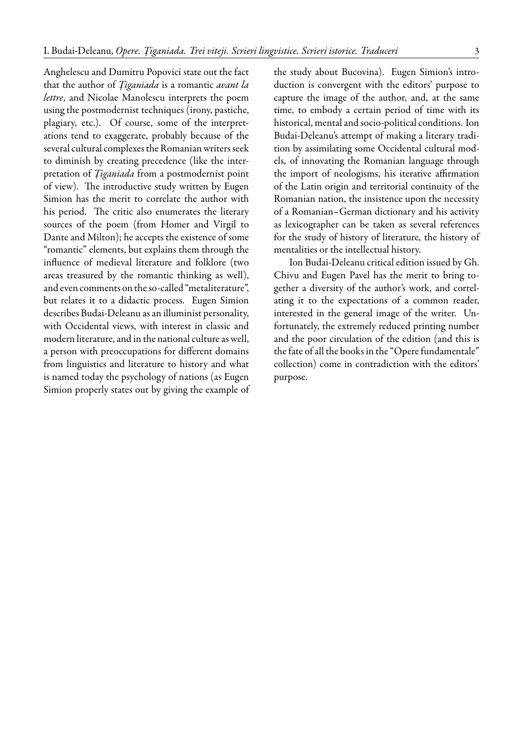Anghelescu and Dumitru Popovici state out the fact that the author of *Ţiganiada* is a romantic *avant la lettre*, and Nicolae Manolescu interprets the poem using the postmodernist techniques (irony, pastiche, plagiary, etc.). Of course, some of the interpretations tend to exaggerate, probably because of the several cultural complexes the Romanian writers seek to diminish by creating precedence (like the interpretation of *Ţiganiada* from a postmodernist point of view). The introductive study written by Eugen Simion has the merit to correlate the author with his period. The critic also enumerates the literary sources of the poem (from Homer and Virgil to Dante and Milton); he accepts the existence of some "romantic" elements, but explains them through the influence of medieval literature and folklore (two areas treasured by the romantic thinking as well), and even comments on the so-called "metaliterature", but relates it to a didactic process. Eugen Simion describes Budai-Deleanu as an illuminist personality, with Occidental views, with interest in classic and modern literature, and in the national culture as well, a person with preoccupations for different domains from linguistics and literature to history and what is named today the psychology of nations (as Eugen Simion properly states out by giving the example of the study about Bucovina). Eugen Simion's introduction is convergent with the editors' purpose to capture the image of the author, and, at the same time, to embody a certain period of time with its historical, mental and socio-political conditions. Ion Budai-Deleanu's attempt of making a literary tradition by assimilating some Occidental cultural models, of innovating the Romanian language through the import of neologisms, his iterative affirmation of the Latin origin and territorial continuity of the Romanian nation, the insistence upon the necessity of a Romanian–German dictionary and his activity as lexicographer can be taken as several references for the study of history of literature, the history of mentalities or the intellectual history.

Ion Budai-Deleanu critical edition issued by Gh. Chivu and Eugen Pavel has the merit to bring together a diversity of the author's work, and correlating it to the expectations of a common reader, interested in the general image of the writer. Unfortunately, the extremely reduced printing number and the poor circulation of the edition (and this is the fate of all the books in the "Opere fundamentale" collection) come in contradiction with the editors' purpose.